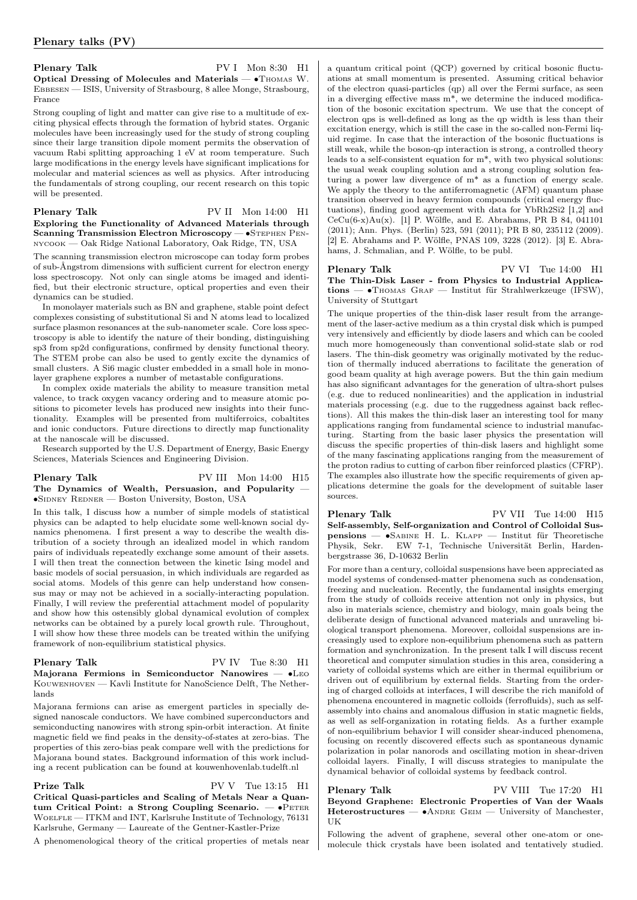## Plenary talks (PV)

**Plenary Talk** PV I Mon 8:30 H1
**Optical Dressing of Molecules and Materials** — •Thomas W. Ebbesen — ISIS, University of Strasbourg, 8 allee Monge, Strasbourg, France

Strong coupling of light and matter can give rise to a multitude of exciting physical effects through the formation of hybrid states. Organic molecules have been increasingly used for the study of strong coupling since their large transition dipole moment permits the observation of vacuum Rabi splitting approaching 1 eV at room temperature. Such large modifications in the energy levels have significant implications for molecular and material sciences as well as physics. After introducing the fundamentals of strong coupling, our recent research on this topic will be presented.

**Plenary Talk** PV II Mon 14:00 H1
**Exploring the Functionality of Advanced Materials through Scanning Transmission Electron Microscopy** — •Stephen Pennycook — Oak Ridge National Laboratory, Oak Ridge, TN, USA

The scanning transmission electron microscope can today form probes of sub-Ångstrom dimensions with sufficient current for electron energy loss spectroscopy. Not only can single atoms be imaged and identified, but their electronic structure, optical properties and even their dynamics can be studied.

In monolayer materials such as BN and graphene, stable point defect complexes consisting of substitutional Si and N atoms lead to localized surface plasmon resonances at the sub-nanometer scale. Core loss spectroscopy is able to identify the nature of their bonding, distinguishing sp3 from sp2d configurations, confirmed by density functional theory. The STEM probe can also be used to gently excite the dynamics of small clusters. A Si6 magic cluster embedded in a small hole in monolayer graphene explores a number of metastable configurations.

In complex oxide materials the ability to measure transition metal valence, to track oxygen vacancy ordering and to measure atomic positions to picometer levels has produced new insights into their functionality. Examples will be presented from multiferroics, cobaltites and ionic conductors. Future directions to directly map functionality at the nanoscale will be discussed.

Research supported by the U.S. Department of Energy, Basic Energy Sciences, Materials Sciences and Engineering Division.

**Plenary Talk** PV III Mon 14:00 H15
**The Dynamics of Wealth, Persuasion, and Popularity** — •Sidney Redner — Boston University, Boston, USA

In this talk, I discuss how a number of simple models of statistical physics can be adapted to help elucidate some well-known social dynamics phenomena. I first present a way to describe the wealth distribution of a society through an idealized model in which random pairs of individuals repeatedly exchange some amount of their assets. I will then treat the connection between the kinetic Ising model and basic models of social persuasion, in which individuals are regarded as social atoms. Models of this genre can help understand how consensus may or may not be achieved in a socially-interacting population. Finally, I will review the preferential attachment model of popularity and show how this ostensibly global dynamical evolution of complex networks can be obtained by a purely local growth rule. Throughout, I will show how these three models can be treated within the unifying framework of non-equilibrium statistical physics.

**Plenary Talk** PV IV Tue 8:30 H1
**Majorana Fermions in Semiconductor Nanowires** — •Leo Kouwenhoven — Kavli Institute for NanoScience Delft, The Netherlands

Majorana fermions can arise as emergent particles in specially designed nanoscale conductors. We have combined superconductors and semiconducting nanowires with strong spin-orbit interaction. At finite magnetic field we find peaks in the density-of-states at zero-bias. The properties of this zero-bias peak compare well with the predictions for Majorana bound states. Background information of this work including a recent publication can be found at kouwenhovenlab.tudelft.nl

**Prize Talk** PV V Tue 13:15 H1
**Critical Quasi-particles and Scaling of Metals Near a Quantum Critical Point: a Strong Coupling Scenario.** — •Peter Woelfle — ITKM and INT, Karlsruhe Institute of Technology, 76131 Karlsruhe, Germany — Laureate of the Gentner-Kastler-Prize

A phenomenological theory of the critical properties of metals near a quantum critical point (QCP) governed by critical bosonic fluctuations at small momentum is presented. Assuming critical behavior of the electron quasi-particles (qp) all over the Fermi surface, as seen in a diverging effective mass m*, we determine the induced modification of the bosonic excitation spectrum. We use that the concept of electron qps is well-defined as long as the qp width is less than their excitation energy, which is still the case in the so-called non-Fermi liquid regime. In case that the interaction of the bosonic fluctuations is still weak, while the boson-qp interaction is strong, a controlled theory leads to a self-consistent equation for m*, with two physical solutions: the usual weak coupling solution and a strong coupling solution featuring a power law divergence of m* as a function of energy scale. We apply the theory to the antiferromagnetic (AFM) quantum phase transition observed in heavy fermion compounds (critical energy fluctuations), finding good agreement with data for $YbRh_2Si_2$ [1,2] and $CeCu(6\text{-}x)Au(x)$. [1] P. Wölfle, and E. Abrahams, PR B 84, 041101 (2011); Ann. Phys. (Berlin) 523, 591 (2011); PR B 80, 235112 (2009). [2] E. Abrahams and P. Wölfle, PNAS 109, 3228 (2012). [3] E. Abrahams, J. Schmalian, and P. Wölfle, to be publ.

**Plenary Talk** PV VI Tue 14:00 H1
**The Thin-Disk Laser - from Physics to Industrial Applications** — •Thomas Graf — Institut für Strahlwerkzeuge (IFSW), University of Stuttgart

The unique properties of the thin-disk laser result from the arrangement of the laser-active medium as a thin crystal disk which is pumped very intensively and efficiently by diode lasers and which can be cooled much more homogeneously than conventional solid-state slab or rod lasers. The thin-disk geometry was originally motivated by the reduction of thermally induced aberrations to facilitate the generation of good beam quality at high average powers. But the thin gain medium has also significant advantages for the generation of ultra-short pulses (e.g. due to reduced nonlinearities) and the application in industrial materials processing (e.g. due to the ruggedness against back reflections). All this makes the thin-disk laser an interesting tool for many applications ranging from fundamental science to industrial manufacturing. Starting from the basic laser physics the presentation will discuss the specific properties of thin-disk lasers and highlight some of the many fascinating applications ranging from the measurement of the proton radius to cutting of carbon fiber reinforced plastics (CFRP). The examples also illustrate how the specific requirements of given applications determine the goals for the development of suitable laser sources.

**Plenary Talk** PV VII Tue 14:00 H15
**Self-assembly, Self-organization and Control of Colloidal Suspensions** — •Sabine H. L. Klapp — Institut für Theoretische Physik, Sekr. EW 7-1, Technische Universität Berlin, Hardenbergstrasse 36, D-10632 Berlin

For more than a century, colloidal suspensions have been appreciated as model systems of condensed-matter phenomena such as condensation, freezing and nucleation. Recently, the fundamental insights emerging from the study of colloids receive attention not only in physics, but also in materials science, chemistry and biology, main goals being the deliberate design of functional advanced materials and unraveling biological transport phenomena. Moreover, colloidal suspensions are increasingly used to explore non-equilibrium phenomena such as pattern formation and synchronization. In the present talk I will discuss recent theoretical and computer simulation studies in this area, considering a variety of colloidal systems which are either in thermal equilibrium or driven out of equilibrium by external fields. Starting from the ordering of charged colloids at interfaces, I will describe the rich manifold of phenomena encountered in magnetic colloids (ferrofluids), such as self-assembly into chains and anomalous diffusion in static magnetic fields, as well as self-organization in rotating fields. As a further example of non-equilibrium behavior I will consider shear-induced phenomena, focusing on recently discovered effects such as spontaneous dynamic polarization in polar nanorods and oscillating motion in shear-driven colloidal layers. Finally, I will discuss strategies to manipulate the dynamical behavior of colloidal systems by feedback control.

**Plenary Talk** PV VIII Tue 17:20 H1
**Beyond Graphene: Electronic Properties of Van der Waals Heterostructures** — •Andre Geim — University of Manchester, UK

Following the advent of graphene, several other one-atom or one-molecule thick crystals have been isolated and tentatively studied.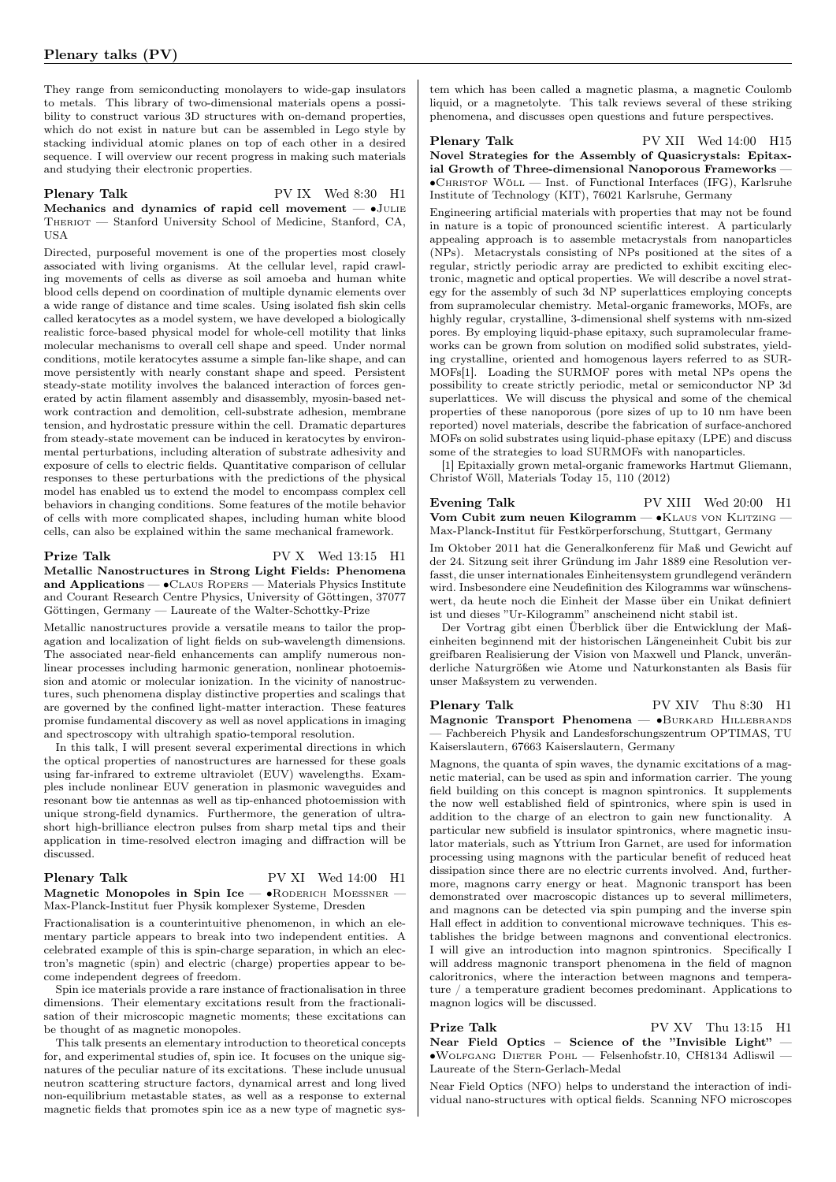They range from semiconducting monolayers to wide-gap insulators to metals. This library of two-dimensional materials opens a possibility to construct various 3D structures with on-demand properties, which do not exist in nature but can be assembled in Lego style by stacking individual atomic planes on top of each other in a desired sequence. I will overview our recent progress in making such materials and studying their electronic properties.

### Plenary Talk — PV IX Wed 8:30 H1

**Mechanics and dynamics of rapid cell movement** — •Julie Theriot — Stanford University School of Medicine, Stanford, CA, USA

Directed, purposeful movement is one of the properties most closely associated with living organisms. At the cellular level, rapid crawling movements of cells as diverse as soil amoeba and human white blood cells depend on coordination of multiple dynamic elements over a wide range of distance and time scales. Using isolated fish skin cells called keratocytes as a model system, we have developed a biologically realistic force-based physical model for whole-cell motility that links molecular mechanisms to overall cell shape and speed. Under normal conditions, motile keratocytes assume a simple fan-like shape, and can move persistently with nearly constant shape and speed. Persistent steady-state motility involves the balanced interaction of forces generated by actin filament assembly and disassembly, myosin-based network contraction and demolition, cell-substrate adhesion, membrane tension, and hydrostatic pressure within the cell. Dramatic departures from steady-state movement can be induced in keratocytes by environmental perturbations, including alteration of substrate adhesivity and exposure of cells to electric fields. Quantitative comparison of cellular responses to these perturbations with the predictions of the physical model has enabled us to extend the model to encompass complex cell behaviors in changing conditions. Some features of the motile behavior of cells with more complicated shapes, including human white blood cells, can also be explained within the same mechanical framework.

### Prize Talk — PV X Wed 13:15 H1

**Metallic Nanostructures in Strong Light Fields: Phenomena and Applications** — •Claus Ropers — Materials Physics Institute and Courant Research Centre Physics, University of Göttingen, 37077 Göttingen, Germany — Laureate of the Walter-Schottky-Prize

Metallic nanostructures provide a versatile means to tailor the propagation and localization of light fields on sub-wavelength dimensions. The associated near-field enhancements can amplify numerous nonlinear processes including harmonic generation, nonlinear photoemission and atomic or molecular ionization. In the vicinity of nanostructures, such phenomena display distinctive properties and scalings that are governed by the confined light-matter interaction. These features promise fundamental discovery as well as novel applications in imaging and spectroscopy with ultrahigh spatio-temporal resolution.

In this talk, I will present several experimental directions in which the optical properties of nanostructures are harnessed for these goals using far-infrared to extreme ultraviolet (EUV) wavelengths. Examples include nonlinear EUV generation in plasmonic waveguides and resonant bow tie antennas as well as tip-enhanced photoemission with unique strong-field dynamics. Furthermore, the generation of ultrashort high-brilliance electron pulses from sharp metal tips and their application in time-resolved electron imaging and diffraction will be discussed.

### Plenary Talk — PV XI Wed 14:00 H1

**Magnetic Monopoles in Spin Ice** — •Roderich Moessner — Max-Planck-Institut fuer Physik komplexer Systeme, Dresden

Fractionalisation is a counterintuitive phenomenon, in which an elementary particle appears to break into two independent entities. A celebrated example of this is spin-charge separation, in which an electron's magnetic (spin) and electric (charge) properties appear to become independent degrees of freedom.

Spin ice materials provide a rare instance of fractionalisation in three dimensions. Their elementary excitations result from the fractionalisation of their microscopic magnetic moments; these excitations can be thought of as magnetic monopoles.

This talk presents an elementary introduction to theoretical concepts for, and experimental studies of, spin ice. It focuses on the unique signatures of the peculiar nature of its excitations. These include unusual neutron scattering structure factors, dynamical arrest and long lived non-equilibrium metastable states, as well as a response to external magnetic fields that promotes spin ice as a new type of magnetic system which has been called a magnetic plasma, a magnetic Coulomb liquid, or a magnetolyte. This talk reviews several of these striking phenomena, and discusses open questions and future perspectives.

### Plenary Talk — PV XII Wed 14:00 H15

**Novel Strategies for the Assembly of Quasicrystals: Epitaxial Growth of Three-dimensional Nanoporous Frameworks** — •Christof Wöll — Inst. of Functional Interfaces (IFG), Karlsruhe Institute of Technology (KIT), 76021 Karlsruhe, Germany

Engineering artificial materials with properties that may not be found in nature is a topic of pronounced scientific interest. A particularly appealing approach is to assemble metacrystals from nanoparticles (NPs). Metacrystals consisting of NPs positioned at the sites of a regular, strictly periodic array are predicted to exhibit exciting electronic, magnetic and optical properties. We will describe a novel strategy for the assembly of such 3d NP superlattices employing concepts from supramolecular chemistry. Metal-organic frameworks, MOFs, are highly regular, crystalline, 3-dimensional shelf systems with nm-sized pores. By employing liquid-phase epitaxy, such supramolecular frameworks can be grown from solution on modified solid substrates, yielding crystalline, oriented and homogenous layers referred to as SURMOFs[1]. Loading the SURMOF pores with metal NPs opens the possibility to create strictly periodic, metal or semiconductor NP 3d superlattices. We will discuss the physical and some of the chemical properties of these nanoporous (pore sizes of up to 10 nm have been reported) novel materials, describe the fabrication of surface-anchored MOFs on solid substrates using liquid-phase epitaxy (LPE) and discuss some of the strategies to load SURMOFs with nanoparticles.

[1] Epitaxially grown metal-organic frameworks Hartmut Gliemann, Christof Wöll, Materials Today 15, 110 (2012)

### Evening Talk — PV XIII Wed 20:00 H1

**Vom Cubit zum neuen Kilogramm** — •Klaus von Klitzing — Max-Planck-Institut für Festkörperforschung, Stuttgart, Germany

Im Oktober 2011 hat die Generalkonferenz für Maß und Gewicht auf der 24. Sitzung seit ihrer Gründung im Jahr 1889 eine Resolution verfasst, die unser internationales Einheitensystem grundlegend verändern wird. Insbesondere eine Neudefinition des Kilogramms war wünschenswert, da heute noch die Einheit der Masse über ein Unikat definiert ist und dieses "Ur-Kilogramm" anscheinend nicht stabil ist.

Der Vortrag gibt einen Überblick über die Entwicklung der Maßeinheiten beginnend mit der historischen Längeneinheit Cubit bis zur greifbaren Realisierung der Vision von Maxwell und Planck, unveränderliche Naturgrößen wie Atome und Naturkonstanten als Basis für unser Maßsystem zu verwenden.

### Plenary Talk — PV XIV Thu 8:30 H1

**Magnonic Transport Phenomena** — •Burkard Hillebrands — Fachbereich Physik and Landesforschungszentrum OPTIMAS, TU Kaiserslautern, 67663 Kaiserslautern, Germany

Magnons, the quanta of spin waves, the dynamic excitations of a magnetic material, can be used as spin and information carrier. The young field building on this concept is magnon spintronics. It supplements the now well established field of spintronics, where spin is used in addition to the charge of an electron to gain new functionality. A particular new subfield is insulator spintronics, where magnetic insulator materials, such as Yttrium Iron Garnet, are used for information processing using magnons with the particular benefit of reduced heat dissipation since there are no electric currents involved. And, furthermore, magnons carry energy or heat. Magnonic transport has been demonstrated over macroscopic distances up to several millimeters, and magnons can be detected via spin pumping and the inverse spin Hall effect in addition to conventional microwave techniques. This establishes the bridge between magnons and conventional electronics. I will give an introduction into magnon spintronics. Specifically I will address magnonic transport phenomena in the field of magnon caloritronics, where the interaction between magnons and temperature / a temperature gradient becomes predominant. Applications to magnon logics will be discussed.

### Prize Talk — PV XV Thu 13:15 H1

**Near Field Optics – Science of the "Invisible Light"** — •Wolfgang Dieter Pohl — Felsenhofstr.10, CH8134 Adliswil — Laureate of the Stern-Gerlach-Medal

Near Field Optics (NFO) helps to understand the interaction of individual nano-structures with optical fields. Scanning NFO microscopes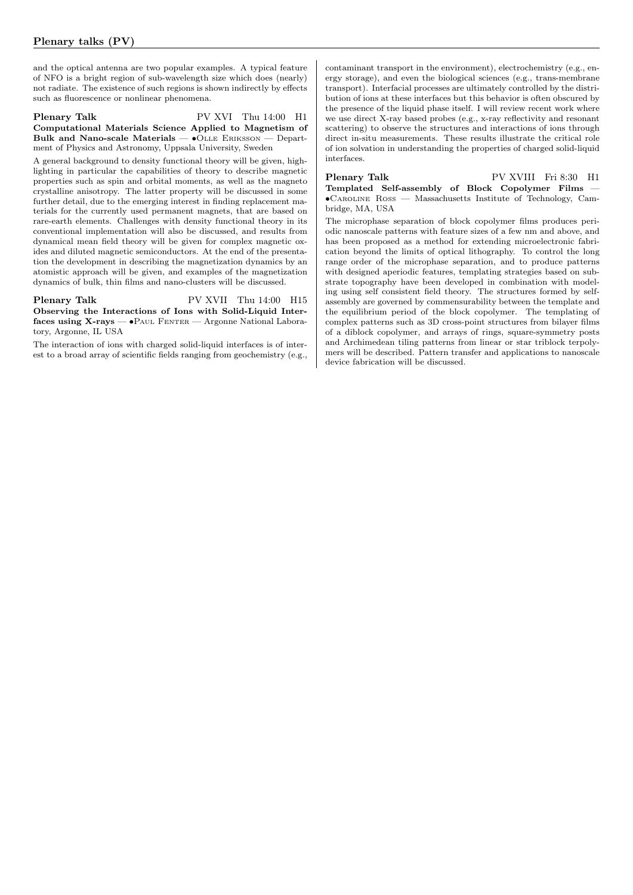and the optical antenna are two popular examples. A typical feature of NFO is a bright region of sub-wavelength size which does (nearly) not radiate. The existence of such regions is shown indirectly by effects such as fluorescence or nonlinear phenomena.

**Plenary Talk** PV XVI Thu 14:00 H1

**Computational Materials Science Applied to Magnetism of Bulk and Nano-scale Materials** — •Olle Eriksson — Department of Physics and Astronomy, Uppsala University, Sweden

A general background to density functional theory will be given, highlighting in particular the capabilities of theory to describe magnetic properties such as spin and orbital moments, as well as the magneto crystalline anisotropy. The latter property will be discussed in some further detail, due to the emerging interest in finding replacement materials for the currently used permanent magnets, that are based on rare-earth elements. Challenges with density functional theory in its conventional implementation will also be discussed, and results from dynamical mean field theory will be given for complex magnetic oxides and diluted magnetic semiconductors. At the end of the presentation the development in describing the magnetization dynamics by an atomistic approach will be given, and examples of the magnetization dynamics of bulk, thin films and nano-clusters will be discussed.

**Plenary Talk** PV XVII Thu 14:00 H15

**Observing the Interactions of Ions with Solid-Liquid Interfaces using X-rays** — •Paul Fenter — Argonne National Laboratory, Argonne, IL USA

The interaction of ions with charged solid-liquid interfaces is of interest to a broad array of scientific fields ranging from geochemistry (e.g., contaminant transport in the environment), electrochemistry (e.g., energy storage), and even the biological sciences (e.g., trans-membrane transport). Interfacial processes are ultimately controlled by the distribution of ions at these interfaces but this behavior is often obscured by the presence of the liquid phase itself. I will review recent work where we use direct X-ray based probes (e.g., x-ray reflectivity and resonant scattering) to observe the structures and interactions of ions through direct in-situ measurements. These results illustrate the critical role of ion solvation in understanding the properties of charged solid-liquid interfaces.

**Plenary Talk** PV XVIII Fri 8:30 H1

**Templated Self-assembly of Block Copolymer Films** — •Caroline Ross — Massachusetts Institute of Technology, Cambridge, MA, USA

The microphase separation of block copolymer films produces periodic nanoscale patterns with feature sizes of a few nm and above, and has been proposed as a method for extending microelectronic fabrication beyond the limits of optical lithography. To control the long range order of the microphase separation, and to produce patterns with designed aperiodic features, templating strategies based on substrate topography have been developed in combination with modeling using self consistent field theory. The structures formed by self-assembly are governed by commensurability between the template and the equilibrium period of the block copolymer. The templating of complex patterns such as 3D cross-point structures from bilayer films of a diblock copolymer, and arrays of rings, square-symmetry posts and Archimedean tiling patterns from linear or star triblock terpolymers will be described. Pattern transfer and applications to nanoscale device fabrication will be discussed.